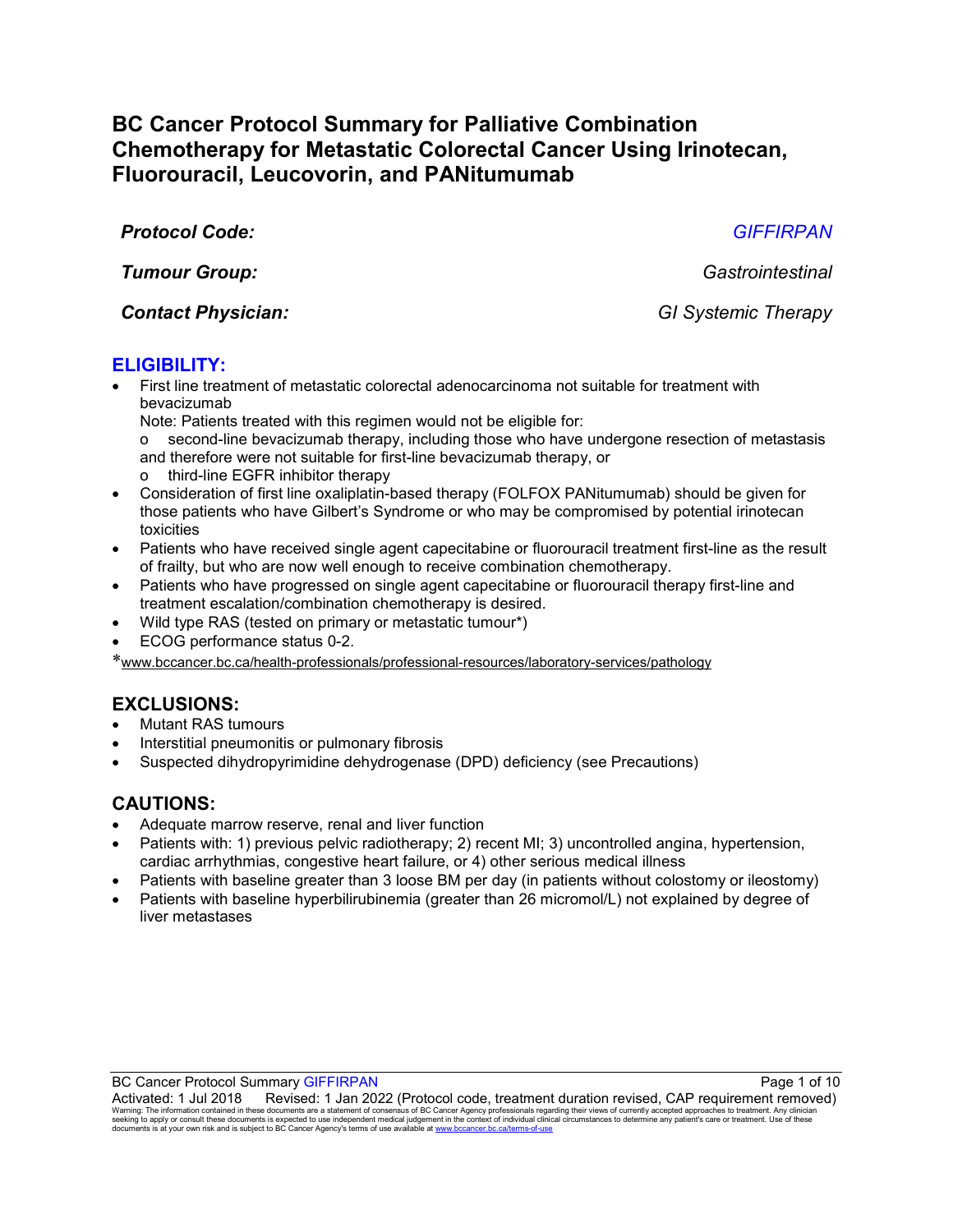# BC Cancer Protocol Summary for Palliative Combination Chemotherapy for Metastatic Colorectal Cancer Using Irinotecan, Fluorouracil, Leucovorin, and PANitumumab

***Protocol Code:*** *GIFFIRPAN*

***Tumour Group:*** *Gastrointestinal*

***Contact Physician:*** *GI Systemic Therapy*

## ELIGIBILITY:

- First line treatment of metastatic colorectal adenocarcinoma not suitable for treatment with bevacizumab
  
  Note: Patients treated with this regimen would not be eligible for:
  - second-line bevacizumab therapy, including those who have undergone resection of metastasis and therefore were not suitable for first-line bevacizumab therapy, or
  - third-line EGFR inhibitor therapy
- Consideration of first line oxaliplatin-based therapy (FOLFOX PANitumumab) should be given for those patients who have Gilbert's Syndrome or who may be compromised by potential irinotecan toxicities
- Patients who have received single agent capecitabine or fluorouracil treatment first-line as the result of frailty, but who are now well enough to receive combination chemotherapy.
- Patients who have progressed on single agent capecitabine or fluorouracil therapy first-line and treatment escalation/combination chemotherapy is desired.
- Wild type RAS (tested on primary or metastatic tumour*)
- ECOG performance status 0-2.

*www.bccancer.bc.ca/health-professionals/professional-resources/laboratory-services/pathology

## EXCLUSIONS:

- Mutant RAS tumours
- Interstitial pneumonitis or pulmonary fibrosis
- Suspected dihydropyrimidine dehydrogenase (DPD) deficiency (see Precautions)

## CAUTIONS:

- Adequate marrow reserve, renal and liver function
- Patients with: 1) previous pelvic radiotherapy; 2) recent MI; 3) uncontrolled angina, hypertension, cardiac arrhythmias, congestive heart failure, or 4) other serious medical illness
- Patients with baseline greater than 3 loose BM per day (in patients without colostomy or ileostomy)
- Patients with baseline hyperbilirubinemia (greater than 26 micromol/L) not explained by degree of liver metastases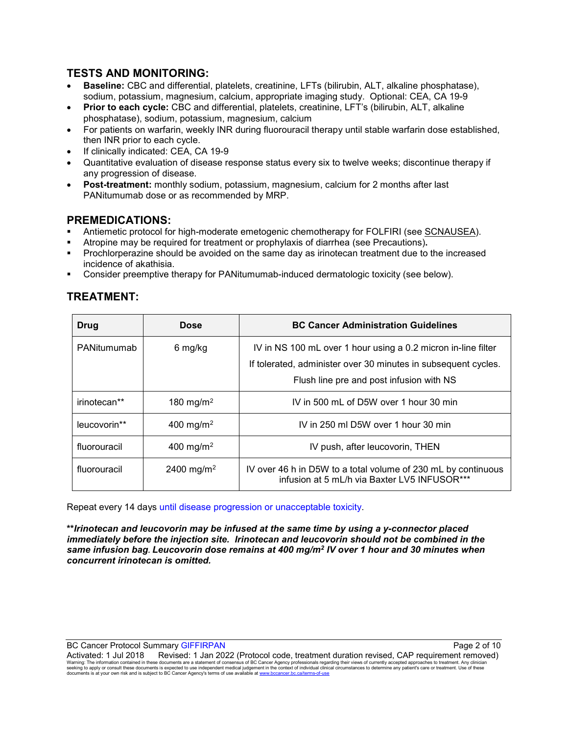## TESTS AND MONITORING:

- **Baseline:** CBC and differential, platelets, creatinine, LFTs (bilirubin, ALT, alkaline phosphatase), sodium, potassium, magnesium, calcium, appropriate imaging study. Optional: CEA, CA 19-9
- **Prior to each cycle:** CBC and differential, platelets, creatinine, LFT's (bilirubin, ALT, alkaline phosphatase), sodium, potassium, magnesium, calcium
- For patients on warfarin, weekly INR during fluorouracil therapy until stable warfarin dose established, then INR prior to each cycle.
- If clinically indicated: CEA, CA 19-9
- Quantitative evaluation of disease response status every six to twelve weeks; discontinue therapy if any progression of disease.
- **Post-treatment:** monthly sodium, potassium, magnesium, calcium for 2 months after last PANitumumab dose or as recommended by MRP.

## PREMEDICATIONS:

- Antiemetic protocol for high-moderate emetogenic chemotherapy for FOLFIRI (see SCNAUSEA).
- Atropine may be required for treatment or prophylaxis of diarrhea (see Precautions).
- Prochlorperazine should be avoided on the same day as irinotecan treatment due to the increased incidence of akathisia.
- Consider preemptive therapy for PANitumumab-induced dermatologic toxicity (see below).

## TREATMENT:

| Drug | Dose | BC Cancer Administration Guidelines |
|---|---|---|
| PANitumumab | 6 mg/kg | IV in NS 100 mL over 1 hour using a 0.2 micron in-line filter<br>If tolerated, administer over 30 minutes in subsequent cycles.<br>Flush line pre and post infusion with NS |
| irinotecan** | 180 mg/m$^2$ | IV in 500 mL of D5W over 1 hour 30 min |
| leucovorin** | 400 mg/m$^2$ | IV in 250 ml D5W over 1 hour 30 min |
| fluorouracil | 400 mg/m$^2$ | IV push, after leucovorin, THEN |
| fluorouracil | 2400 mg/m$^2$ | IV over 46 h in D5W to a total volume of 230 mL by continuous infusion at 5 mL/h via Baxter LV5 INFUSOR*** |

Repeat every 14 days until disease progression or unacceptable toxicity.

***\*\*Irinotecan and leucovorin may be infused at the same time by using a y-connector placed immediately before the injection site. Irinotecan and leucovorin should not be combined in the same infusion bag. Leucovorin dose remains at 400 mg/m$^2$ IV over 1 hour and 30 minutes when concurrent irinotecan is omitted.***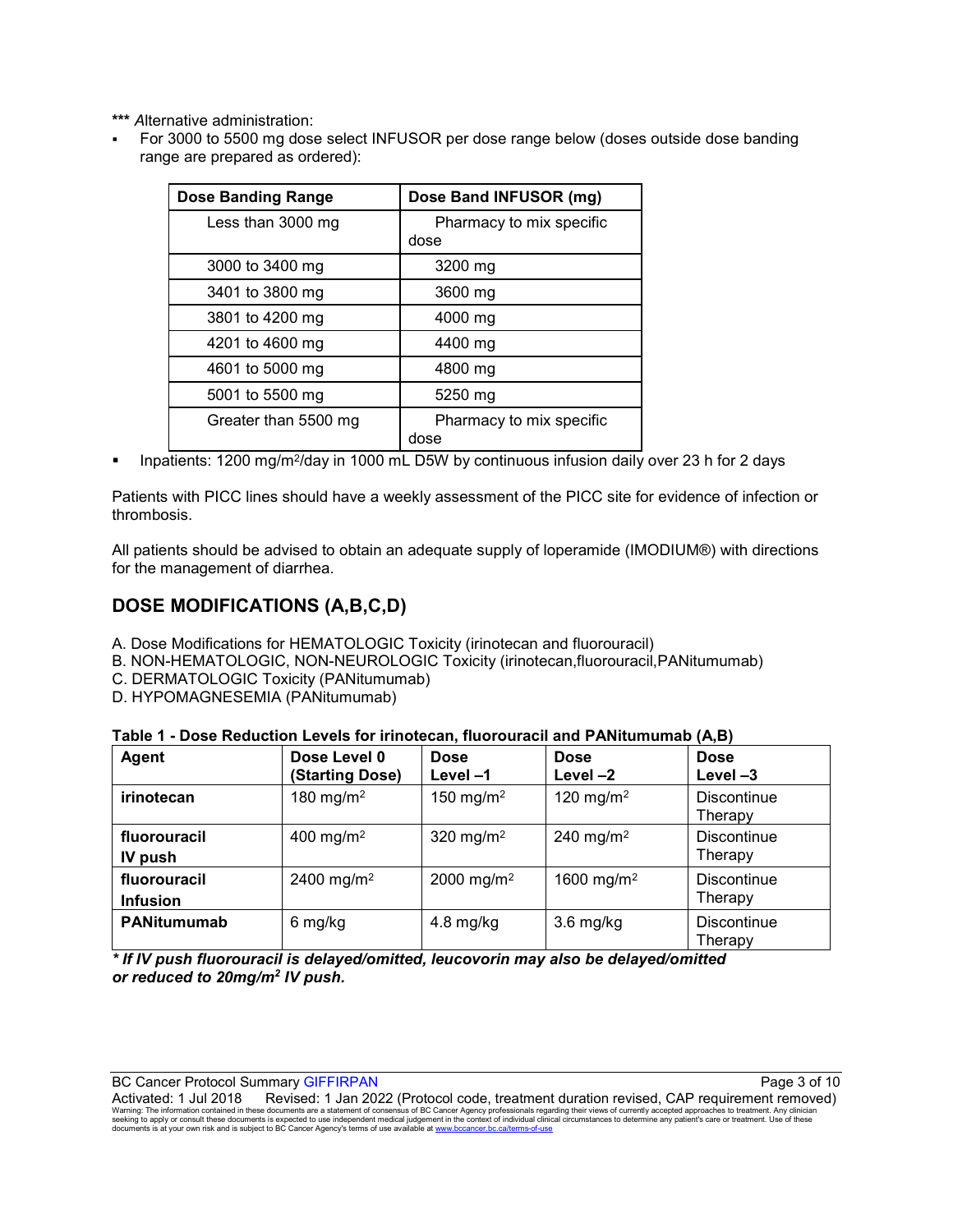*** Alternative administration:

- For 3000 to 5500 mg dose select INFUSOR per dose range below (doses outside dose banding range are prepared as ordered):

| Dose Banding Range | Dose Band INFUSOR (mg) |
|---|---|
| Less than 3000 mg | Pharmacy to mix specific dose |
| 3000 to 3400 mg | 3200 mg |
| 3401 to 3800 mg | 3600 mg |
| 3801 to 4200 mg | 4000 mg |
| 4201 to 4600 mg | 4400 mg |
| 4601 to 5000 mg | 4800 mg |
| 5001 to 5500 mg | 5250 mg |
| Greater than 5500 mg | Pharmacy to mix specific dose |

- Inpatients: 1200 mg/m$^2$/day in 1000 mL D5W by continuous infusion daily over 23 h for 2 days

Patients with PICC lines should have a weekly assessment of the PICC site for evidence of infection or thrombosis.

All patients should be advised to obtain an adequate supply of loperamide (IMODIUM®) with directions for the management of diarrhea.

## DOSE MODIFICATIONS (A,B,C,D)

A. Dose Modifications for HEMATOLOGIC Toxicity (irinotecan and fluorouracil)
B. NON-HEMATOLOGIC, NON-NEUROLOGIC Toxicity (irinotecan,fluorouracil,PANitumumab)
C. DERMATOLOGIC Toxicity (PANitumumab)
D. HYPOMAGNESEMIA (PANitumumab)

**Table 1 - Dose Reduction Levels for irinotecan, fluorouracil and PANitumumab (A,B)**

| Agent | Dose Level 0 (Starting Dose) | Dose Level –1 | Dose Level –2 | Dose Level –3 |
|---|---|---|---|---|
| **irinotecan** | 180 mg/m$^2$ | 150 mg/m$^2$ | 120 mg/m$^2$ | Discontinue Therapy |
| **fluorouracil IV push** | 400 mg/m$^2$ | 320 mg/m$^2$ | 240 mg/m$^2$ | Discontinue Therapy |
| **fluorouracil Infusion** | 2400 mg/m$^2$ | 2000 mg/m$^2$ | 1600 mg/m$^2$ | Discontinue Therapy |
| **PANitumumab** | 6 mg/kg | 4.8 mg/kg | 3.6 mg/kg | Discontinue Therapy |

***\* If IV push fluorouracil is delayed/omitted, leucovorin may also be delayed/omitted or reduced to 20mg/m$^2$ IV push.***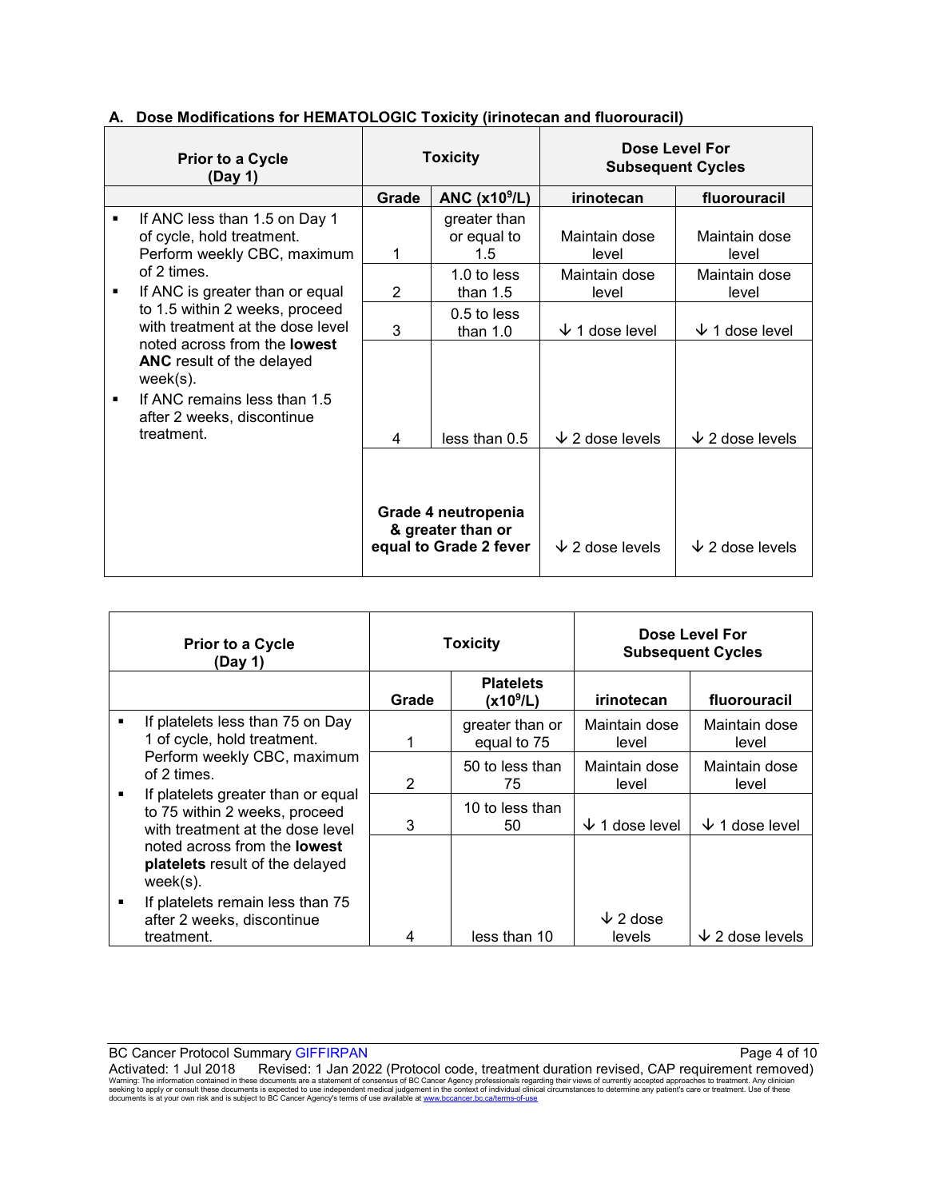### A. Dose Modifications for HEMATOLOGIC Toxicity (irinotecan and fluorouracil)

| Prior to a Cycle (Day 1) | Toxicity | | Dose Level For Subsequent Cycles | |
|---|---|---|---|---|
| | Grade | ANC ($x10^9/L$) | irinotecan | fluorouracil |
| ▪ If ANC less than 1.5 on Day 1 of cycle, hold treatment. Perform weekly CBC, maximum of 2 times.<br>▪ If ANC is greater than or equal to 1.5 within 2 weeks, proceed with treatment at the dose level noted across from the **lowest ANC** result of the delayed week(s).<br>▪ If ANC remains less than 1.5 after 2 weeks, discontinue treatment. | 1 | greater than or equal to 1.5 | Maintain dose level | Maintain dose level |
| | 2 | 1.0 to less than 1.5 | Maintain dose level | Maintain dose level |
| | 3 | 0.5 to less than 1.0 | ↓ 1 dose level | ↓ 1 dose level |
| | 4 | less than 0.5 | ↓ 2 dose levels | ↓ 2 dose levels |
| | **Grade 4 neutropenia & greater than or equal to Grade 2 fever** | | ↓ 2 dose levels | ↓ 2 dose levels |

| Prior to a Cycle (Day 1) | Toxicity | | Dose Level For Subsequent Cycles | |
|---|---|---|---|---|
| | Grade | Platelets ($x10^9/L$) | irinotecan | fluorouracil |
| ▪ If platelets less than 75 on Day 1 of cycle, hold treatment. Perform weekly CBC, maximum of 2 times.<br>▪ If platelets greater than or equal to 75 within 2 weeks, proceed with treatment at the dose level noted across from the **lowest platelets** result of the delayed week(s).<br>▪ If platelets remain less than 75 after 2 weeks, discontinue treatment. | 1 | greater than or equal to 75 | Maintain dose level | Maintain dose level |
| | 2 | 50 to less than 75 | Maintain dose level | Maintain dose level |
| | 3 | 10 to less than 50 | ↓ 1 dose level | ↓ 1 dose level |
| | 4 | less than 10 | ↓ 2 dose levels | ↓ 2 dose levels |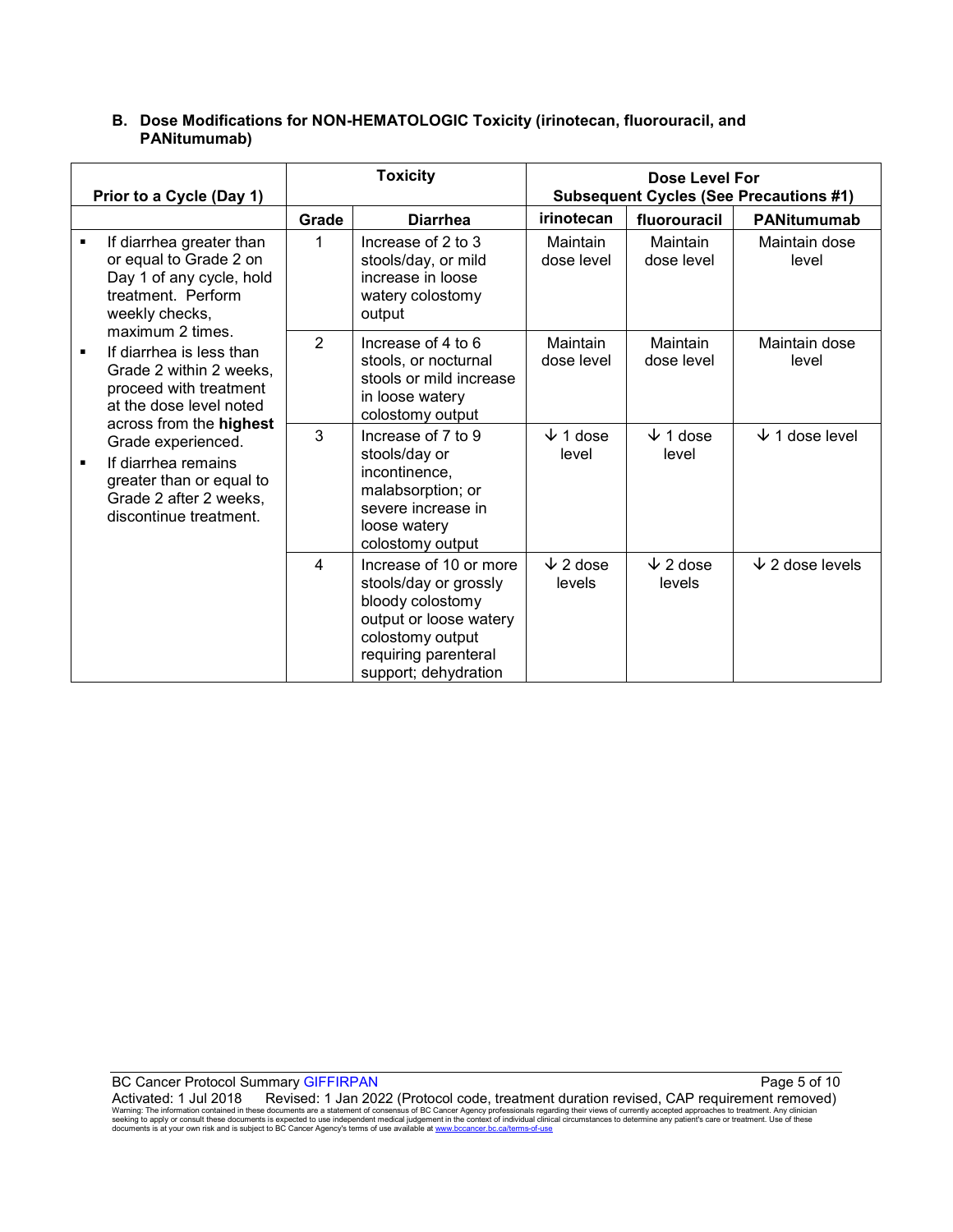### B. Dose Modifications for NON-HEMATOLOGIC Toxicity (irinotecan, fluorouracil, and PANitumumab)

| Prior to a Cycle (Day 1) | Toxicity | | Dose Level For Subsequent Cycles (See Precautions #1) | | |
|---|---|---|---|---|---|
| | **Grade** | **Diarrhea** | **irinotecan** | **fluorouracil** | **PANitumumab** |
| ▪ If diarrhea greater than or equal to Grade 2 on Day 1 of any cycle, hold treatment. Perform weekly checks, maximum 2 times.<br>▪ If diarrhea is less than Grade 2 within 2 weeks, proceed with treatment at the dose level noted across from the **highest** Grade experienced.<br>▪ If diarrhea remains greater than or equal to Grade 2 after 2 weeks, discontinue treatment. | 1 | Increase of 2 to 3 stools/day, or mild increase in loose watery colostomy output | Maintain dose level | Maintain dose level | Maintain dose level |
| | 2 | Increase of 4 to 6 stools, or nocturnal stools or mild increase in loose watery colostomy output | Maintain dose level | Maintain dose level | Maintain dose level |
| | 3 | Increase of 7 to 9 stools/day or incontinence, malabsorption; or severe increase in loose watery colostomy output | ↓ 1 dose level | ↓ 1 dose level | ↓ 1 dose level |
| | 4 | Increase of 10 or more stools/day or grossly bloody colostomy output or loose watery colostomy output requiring parenteral support; dehydration | ↓ 2 dose levels | ↓ 2 dose levels | ↓ 2 dose levels |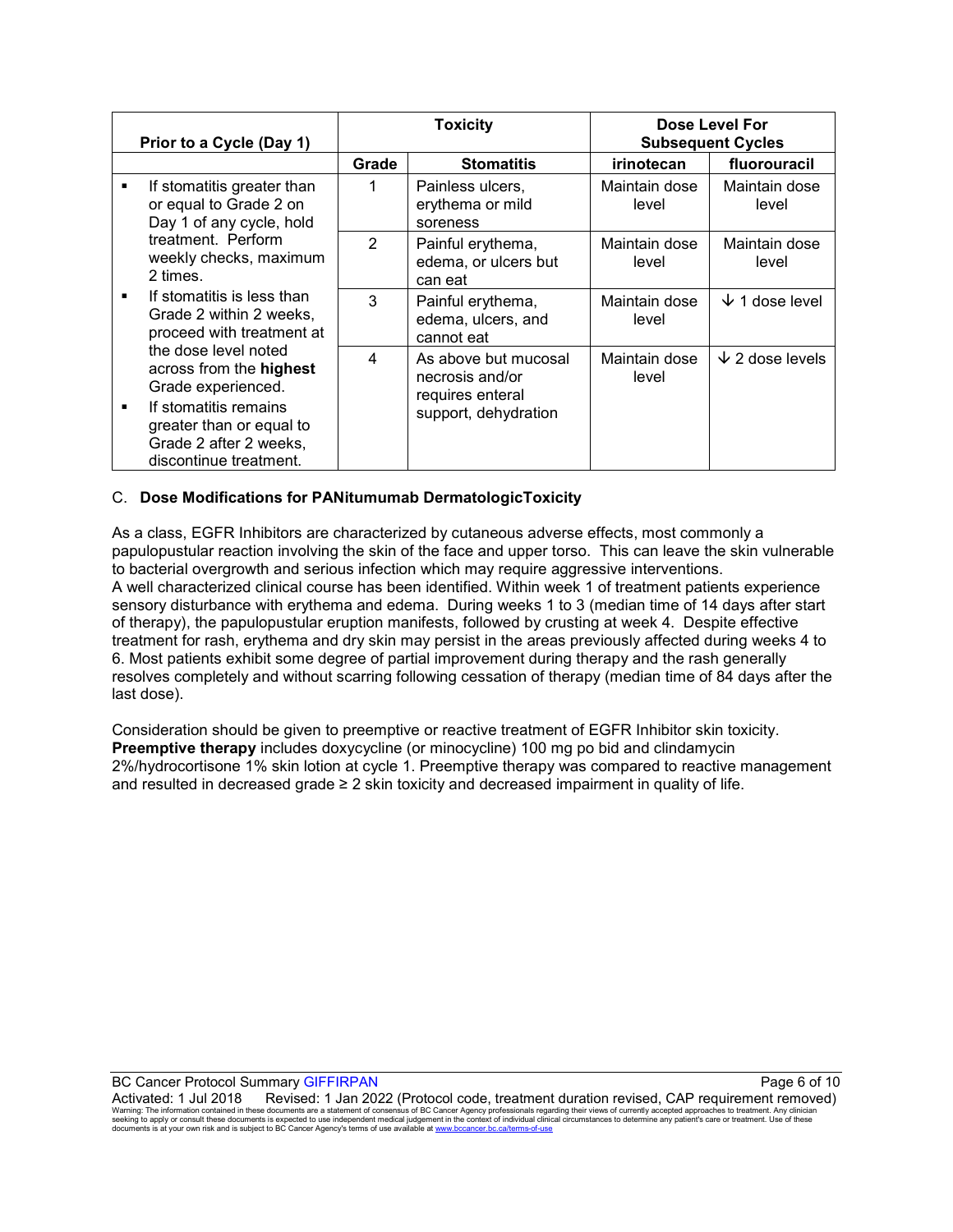| Prior to a Cycle (Day 1) | Toxicity | | Dose Level For Subsequent Cycles | |
|---|---|---|---|---|
| | Grade | Stomatitis | irinotecan | fluorouracil |
| ▪ If stomatitis greater than or equal to Grade 2 on Day 1 of any cycle, hold treatment. Perform weekly checks, maximum 2 times.<br>▪ If stomatitis is less than Grade 2 within 2 weeks, proceed with treatment at the dose level noted across from the **highest** Grade experienced.<br>▪ If stomatitis remains greater than or equal to Grade 2 after 2 weeks, discontinue treatment. | 1 | Painless ulcers, erythema or mild soreness | Maintain dose level | Maintain dose level |
| | 2 | Painful erythema, edema, or ulcers but can eat | Maintain dose level | Maintain dose level |
| | 3 | Painful erythema, edema, ulcers, and cannot eat | Maintain dose level | ↓ 1 dose level |
| | 4 | As above but mucosal necrosis and/or requires enteral support, dehydration | Maintain dose level | ↓ 2 dose levels |

C. **Dose Modifications for PANitumumab DermatologicToxicity**

As a class, EGFR Inhibitors are characterized by cutaneous adverse effects, most commonly a papulopustular reaction involving the skin of the face and upper torso. This can leave the skin vulnerable to bacterial overgrowth and serious infection which may require aggressive interventions.
A well characterized clinical course has been identified. Within week 1 of treatment patients experience sensory disturbance with erythema and edema. During weeks 1 to 3 (median time of 14 days after start of therapy), the papulopustular eruption manifests, followed by crusting at week 4. Despite effective treatment for rash, erythema and dry skin may persist in the areas previously affected during weeks 4 to 6. Most patients exhibit some degree of partial improvement during therapy and the rash generally resolves completely and without scarring following cessation of therapy (median time of 84 days after the last dose).

Consideration should be given to preemptive or reactive treatment of EGFR Inhibitor skin toxicity. **Preemptive therapy** includes doxycycline (or minocycline) 100 mg po bid and clindamycin 2%/hydrocortisone 1% skin lotion at cycle 1. Preemptive therapy was compared to reactive management and resulted in decreased grade ≥ 2 skin toxicity and decreased impairment in quality of life.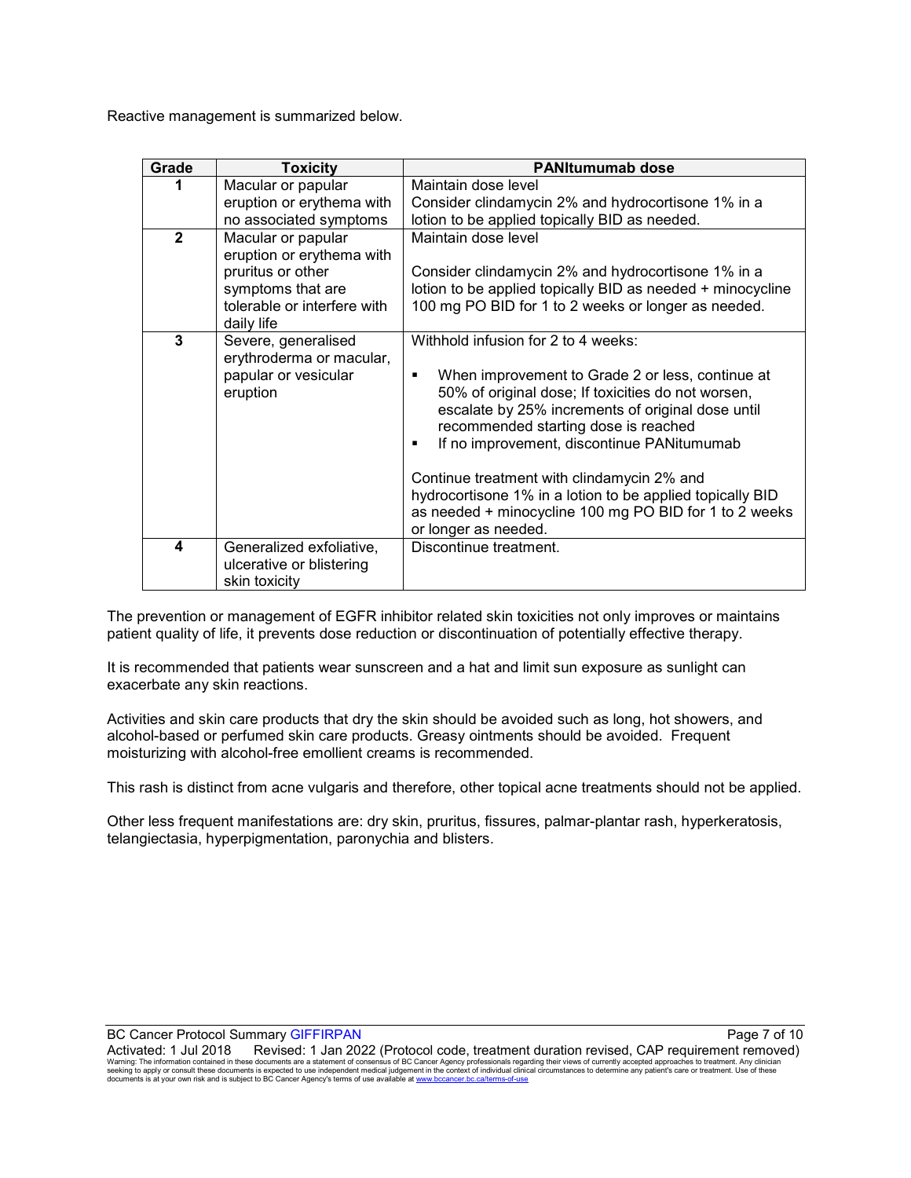Reactive management is summarized below.

| Grade | Toxicity | PANItumumab dose |
|---|---|---|
| **1** | Macular or papular eruption or erythema with no associated symptoms | Maintain dose level<br>Consider clindamycin 2% and hydrocortisone 1% in a lotion to be applied topically BID as needed. |
| **2** | Macular or papular eruption or erythema with pruritus or other symptoms that are tolerable or interfere with daily life | Maintain dose level<br><br>Consider clindamycin 2% and hydrocortisone 1% in a lotion to be applied topically BID as needed + minocycline 100 mg PO BID for 1 to 2 weeks or longer as needed. |
| **3** | Severe, generalised erythroderma or macular, papular or vesicular eruption | Withhold infusion for 2 to 4 weeks:<br><br>▪ When improvement to Grade 2 or less, continue at 50% of original dose; If toxicities do not worsen, escalate by 25% increments of original dose until recommended starting dose is reached<br>▪ If no improvement, discontinue PANitumumab<br><br>Continue treatment with clindamycin 2% and hydrocortisone 1% in a lotion to be applied topically BID as needed + minocycline 100 mg PO BID for 1 to 2 weeks or longer as needed. |
| **4** | Generalized exfoliative, ulcerative or blistering skin toxicity | Discontinue treatment. |

The prevention or management of EGFR inhibitor related skin toxicities not only improves or maintains patient quality of life, it prevents dose reduction or discontinuation of potentially effective therapy.

It is recommended that patients wear sunscreen and a hat and limit sun exposure as sunlight can exacerbate any skin reactions.

Activities and skin care products that dry the skin should be avoided such as long, hot showers, and alcohol-based or perfumed skin care products. Greasy ointments should be avoided. Frequent moisturizing with alcohol-free emollient creams is recommended.

This rash is distinct from acne vulgaris and therefore, other topical acne treatments should not be applied.

Other less frequent manifestations are: dry skin, pruritus, fissures, palmar-plantar rash, hyperkeratosis, telangiectasia, hyperpigmentation, paronychia and blisters.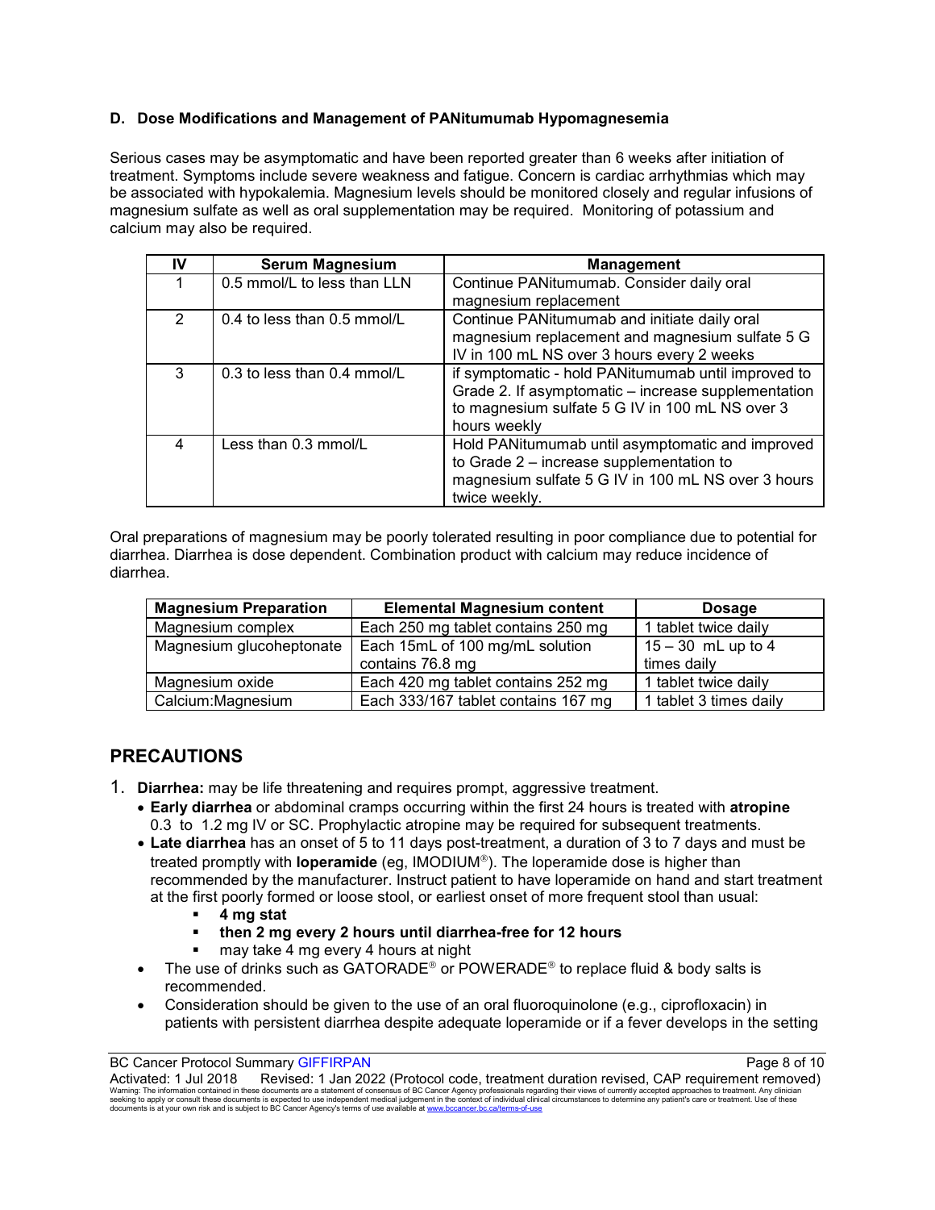### D. Dose Modifications and Management of PANitumumab Hypomagnesemia

Serious cases may be asymptomatic and have been reported greater than 6 weeks after initiation of treatment. Symptoms include severe weakness and fatigue. Concern is cardiac arrhythmias which may be associated with hypokalemia. Magnesium levels should be monitored closely and regular infusions of magnesium sulfate as well as oral supplementation may be required. Monitoring of potassium and calcium may also be required.

| IV | Serum Magnesium | Management |
|---|---|---|
| 1 | 0.5 mmol/L to less than LLN | Continue PANitumumab. Consider daily oral magnesium replacement |
| 2 | 0.4 to less than 0.5 mmol/L | Continue PANitumumab and initiate daily oral magnesium replacement and magnesium sulfate 5 G IV in 100 mL NS over 3 hours every 2 weeks |
| 3 | 0.3 to less than 0.4 mmol/L | if symptomatic - hold PANitumumab until improved to Grade 2. If asymptomatic – increase supplementation to magnesium sulfate 5 G IV in 100 mL NS over 3 hours weekly |
| 4 | Less than 0.3 mmol/L | Hold PANitumumab until asymptomatic and improved to Grade 2 – increase supplementation to magnesium sulfate 5 G IV in 100 mL NS over 3 hours twice weekly. |

Oral preparations of magnesium may be poorly tolerated resulting in poor compliance due to potential for diarrhea. Diarrhea is dose dependent. Combination product with calcium may reduce incidence of diarrhea.

| Magnesium Preparation | Elemental Magnesium content | Dosage |
|---|---|---|
| Magnesium complex | Each 250 mg tablet contains 250 mg | 1 tablet twice daily |
| Magnesium glucoheptonate | Each 15mL of 100 mg/mL solution contains 76.8 mg | 15 – 30 mL up to 4 times daily |
| Magnesium oxide | Each 420 mg tablet contains 252 mg | 1 tablet twice daily |
| Calcium:Magnesium | Each 333/167 tablet contains 167 mg | 1 tablet 3 times daily |

## PRECAUTIONS

1. **Diarrhea:** may be life threatening and requires prompt, aggressive treatment.
   - **Early diarrhea** or abdominal cramps occurring within the first 24 hours is treated with **atropine** 0.3 to 1.2 mg IV or SC. Prophylactic atropine may be required for subsequent treatments.
   - **Late diarrhea** has an onset of 5 to 11 days post-treatment, a duration of 3 to 7 days and must be treated promptly with **loperamide** (eg, IMODIUM®). The loperamide dose is higher than recommended by the manufacturer. Instruct patient to have loperamide on hand and start treatment at the first poorly formed or loose stool, or earliest onset of more frequent stool than usual:
     - **4 mg stat**
     - **then 2 mg every 2 hours until diarrhea-free for 12 hours**
     - may take 4 mg every 4 hours at night
   - The use of drinks such as GATORADE® or POWERADE® to replace fluid & body salts is recommended.
   - Consideration should be given to the use of an oral fluoroquinolone (e.g., ciprofloxacin) in patients with persistent diarrhea despite adequate loperamide or if a fever develops in the setting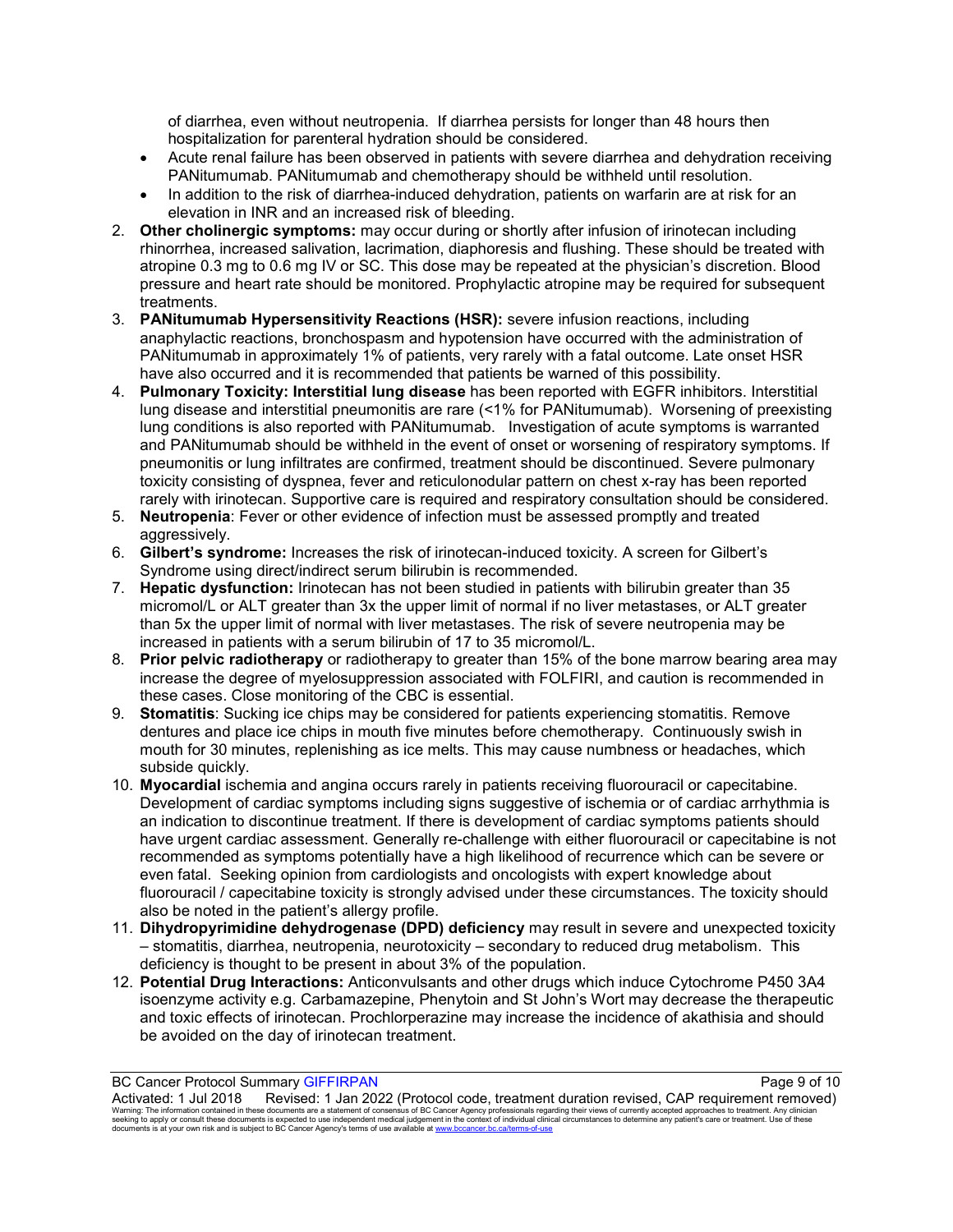of diarrhea, even without neutropenia. If diarrhea persists for longer than 48 hours then hospitalization for parenteral hydration should be considered.
- Acute renal failure has been observed in patients with severe diarrhea and dehydration receiving PANitumumab. PANitumumab and chemotherapy should be withheld until resolution.
- In addition to the risk of diarrhea-induced dehydration, patients on warfarin are at risk for an elevation in INR and an increased risk of bleeding.

2. **Other cholinergic symptoms:** may occur during or shortly after infusion of irinotecan including rhinorrhea, increased salivation, lacrimation, diaphoresis and flushing. These should be treated with atropine 0.3 mg to 0.6 mg IV or SC. This dose may be repeated at the physician's discretion. Blood pressure and heart rate should be monitored. Prophylactic atropine may be required for subsequent treatments.
3. **PANitumumab Hypersensitivity Reactions (HSR):** severe infusion reactions, including anaphylactic reactions, bronchospasm and hypotension have occurred with the administration of PANitumumab in approximately 1% of patients, very rarely with a fatal outcome. Late onset HSR have also occurred and it is recommended that patients be warned of this possibility.
4. **Pulmonary Toxicity: Interstitial lung disease** has been reported with EGFR inhibitors. Interstitial lung disease and interstitial pneumonitis are rare (<1% for PANitumumab). Worsening of preexisting lung conditions is also reported with PANitumumab. Investigation of acute symptoms is warranted and PANitumumab should be withheld in the event of onset or worsening of respiratory symptoms. If pneumonitis or lung infiltrates are confirmed, treatment should be discontinued. Severe pulmonary toxicity consisting of dyspnea, fever and reticulonodular pattern on chest x-ray has been reported rarely with irinotecan. Supportive care is required and respiratory consultation should be considered.
5. **Neutropenia**: Fever or other evidence of infection must be assessed promptly and treated aggressively.
6. **Gilbert's syndrome:** Increases the risk of irinotecan-induced toxicity. A screen for Gilbert's Syndrome using direct/indirect serum bilirubin is recommended.
7. **Hepatic dysfunction:** Irinotecan has not been studied in patients with bilirubin greater than 35 micromol/L or ALT greater than 3x the upper limit of normal if no liver metastases, or ALT greater than 5x the upper limit of normal with liver metastases. The risk of severe neutropenia may be increased in patients with a serum bilirubin of 17 to 35 micromol/L.
8. **Prior pelvic radiotherapy** or radiotherapy to greater than 15% of the bone marrow bearing area may increase the degree of myelosuppression associated with FOLFIRI, and caution is recommended in these cases. Close monitoring of the CBC is essential.
9. **Stomatitis**: Sucking ice chips may be considered for patients experiencing stomatitis. Remove dentures and place ice chips in mouth five minutes before chemotherapy. Continuously swish in mouth for 30 minutes, replenishing as ice melts. This may cause numbness or headaches, which subside quickly.
10. **Myocardial** ischemia and angina occurs rarely in patients receiving fluorouracil or capecitabine. Development of cardiac symptoms including signs suggestive of ischemia or of cardiac arrhythmia is an indication to discontinue treatment. If there is development of cardiac symptoms patients should have urgent cardiac assessment. Generally re-challenge with either fluorouracil or capecitabine is not recommended as symptoms potentially have a high likelihood of recurrence which can be severe or even fatal. Seeking opinion from cardiologists and oncologists with expert knowledge about fluorouracil / capecitabine toxicity is strongly advised under these circumstances. The toxicity should also be noted in the patient's allergy profile.
11. **Dihydropyrimidine dehydrogenase (DPD) deficiency** may result in severe and unexpected toxicity – stomatitis, diarrhea, neutropenia, neurotoxicity – secondary to reduced drug metabolism. This deficiency is thought to be present in about 3% of the population.
12. **Potential Drug Interactions:** Anticonvulsants and other drugs which induce Cytochrome P450 3A4 isoenzyme activity e.g. Carbamazepine, Phenytoin and St John's Wort may decrease the therapeutic and toxic effects of irinotecan. Prochlorperazine may increase the incidence of akathisia and should be avoided on the day of irinotecan treatment.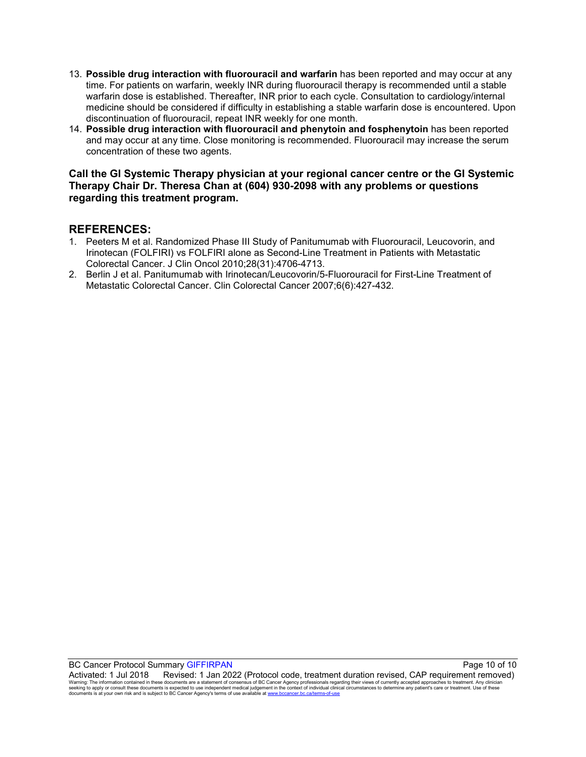13. **Possible drug interaction with fluorouracil and warfarin** has been reported and may occur at any time. For patients on warfarin, weekly INR during fluorouracil therapy is recommended until a stable warfarin dose is established. Thereafter, INR prior to each cycle. Consultation to cardiology/internal medicine should be considered if difficulty in establishing a stable warfarin dose is encountered. Upon discontinuation of fluorouracil, repeat INR weekly for one month.
14. **Possible drug interaction with fluorouracil and phenytoin and fosphenytoin** has been reported and may occur at any time. Close monitoring is recommended. Fluorouracil may increase the serum concentration of these two agents.

**Call the GI Systemic Therapy physician at your regional cancer centre or the GI Systemic Therapy Chair Dr. Theresa Chan at (604) 930-2098 with any problems or questions regarding this treatment program.**

## REFERENCES:

1. Peeters M et al. Randomized Phase III Study of Panitumumab with Fluorouracil, Leucovorin, and Irinotecan (FOLFIRI) vs FOLFIRI alone as Second-Line Treatment in Patients with Metastatic Colorectal Cancer. J Clin Oncol 2010;28(31):4706-4713.
2. Berlin J et al. Panitumumab with Irinotecan/Leucovorin/5-Fluorouracil for First-Line Treatment of Metastatic Colorectal Cancer. Clin Colorectal Cancer 2007;6(6):427-432.